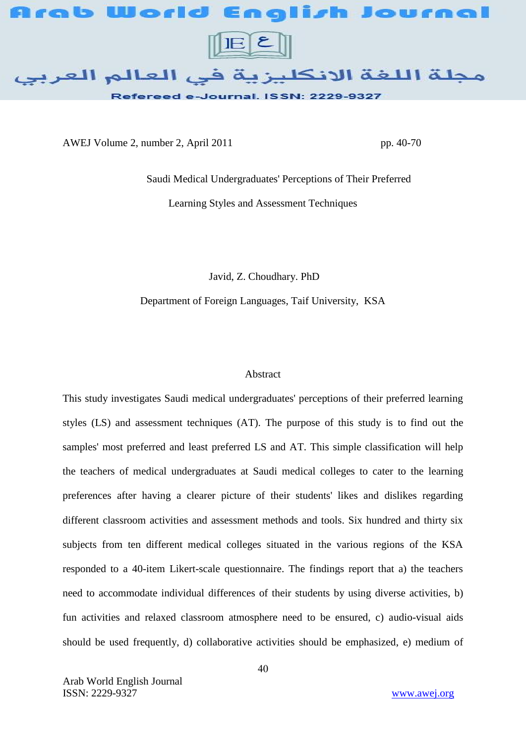# Saudi Medical Undergraduates' Perceptions of Their Preferred Learning Styles and Assessment Techniques

Javid, Z. Choudhary. PhD

Department of Foreign Languages, Taif University, KSA

## Abstract

This study investigates Saudi medical undergraduates' perceptions of their preferred learning styles (LS) and assessment techniques (AT). The purpose of this study is to find out the samples' most preferred and least preferred LS and AT. This simple classification will help the teachers of medical undergraduates at Saudi medical colleges to cater to the learning preferences after having a clearer picture of their students' likes and dislikes regarding different classroom activities and assessment methods and tools. Six hundred and thirty six subjects from ten different medical colleges situated in the various regions of the KSA responded to a 40-item Likert-scale questionnaire. The findings report that a) the teachers need to accommodate individual differences of their students by using diverse activities, b) fun activities and relaxed classroom atmosphere need to be ensured, c) audio-visual aids should be used frequently, d) collaborative activities should be emphasized, e) medium of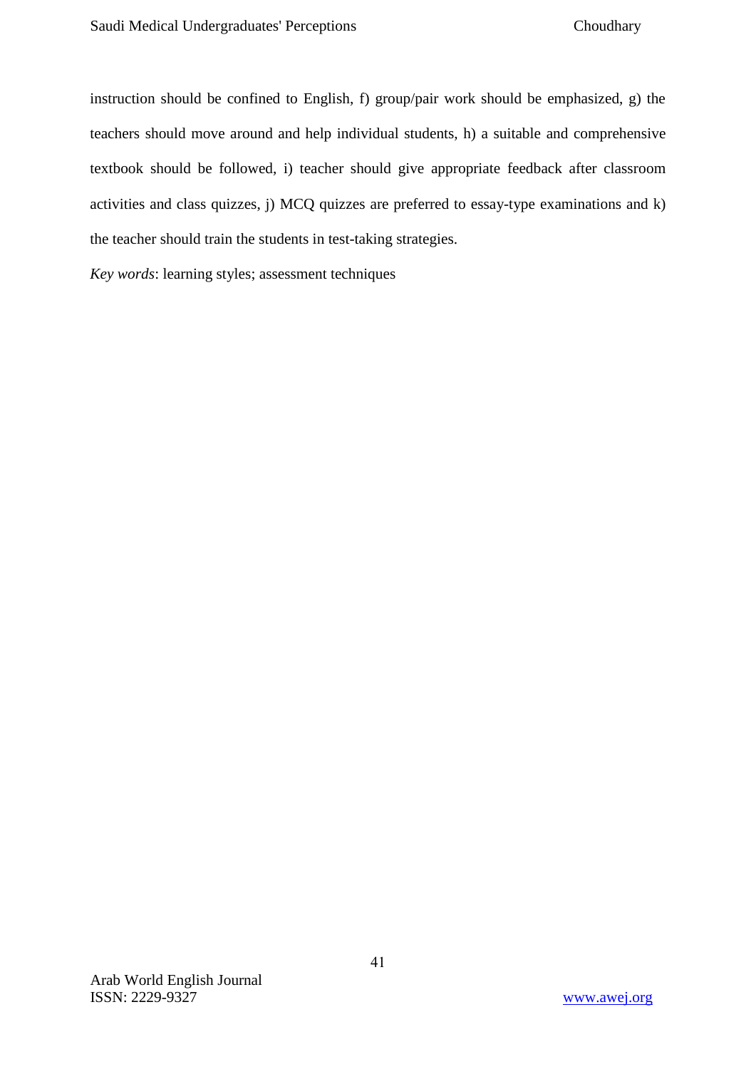instruction should be confined to English, f) group/pair work should be emphasized, g) the teachers should move around and help individual students, h) a suitable and comprehensive textbook should be followed, i) teacher should give appropriate feedback after classroom activities and class quizzes, j) MCQ quizzes are preferred to essay-type examinations and k) the teacher should train the students in test-taking strategies.

*Key words*: learning styles; assessment techniques